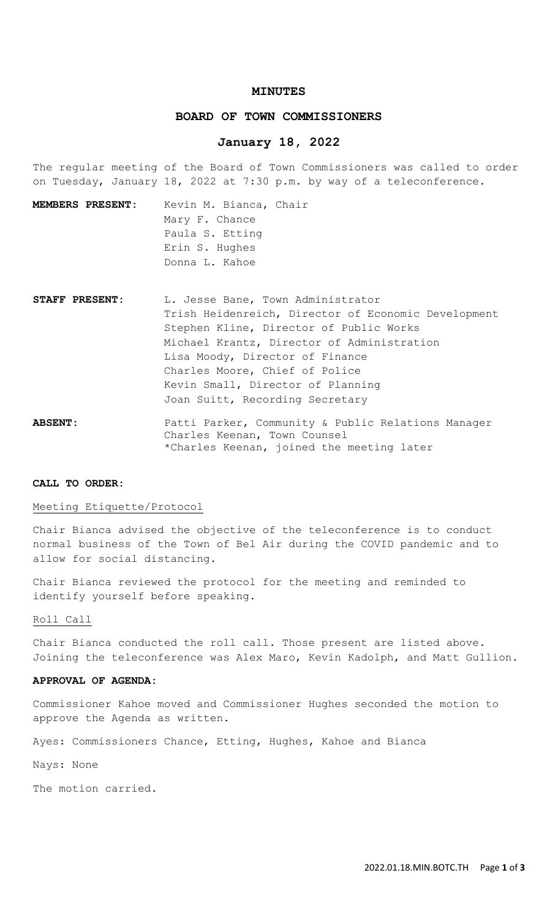# MINUTES

## BOARD OF TOWN COMMISSIONERS

### January 18, 2022

The regular meeting of the Board of Town Commissioners was called to order on Tuesday, January 18, 2022 at 7:30 p.m. by way of a teleconference.

**MEMBERS PRESENT:**
Kevin M. Bianca, Chair
Mary F. Chance
Paula S. Etting
Erin S. Hughes
Donna L. Kahoe

**STAFF PRESENT:**
L. Jesse Bane, Town Administrator
Trish Heidenreich, Director of Economic Development
Stephen Kline, Director of Public Works
Michael Krantz, Director of Administration
Lisa Moody, Director of Finance
Charles Moore, Chief of Police
Kevin Small, Director of Planning
Joan Suitt, Recording Secretary

**ABSENT:**
Patti Parker, Community & Public Relations Manager
Charles Keenan, Town Counsel
*Charles Keenan, joined the meeting later

**CALL TO ORDER:**

Meeting Etiquette/Protocol

Chair Bianca advised the objective of the teleconference is to conduct normal business of the Town of Bel Air during the COVID pandemic and to allow for social distancing.

Chair Bianca reviewed the protocol for the meeting and reminded to identify yourself before speaking.

Roll Call

Chair Bianca conducted the roll call. Those present are listed above. Joining the teleconference was Alex Maro, Kevin Kadolph, and Matt Gullion.

**APPROVAL OF AGENDA:**

Commissioner Kahoe moved and Commissioner Hughes seconded the motion to approve the Agenda as written.

Ayes: Commissioners Chance, Etting, Hughes, Kahoe and Bianca

Nays: None

The motion carried.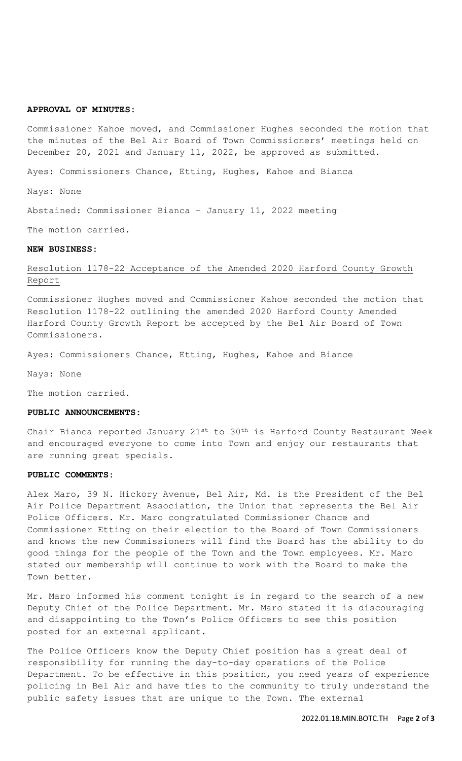**APPROVAL OF MINUTES:**

Commissioner Kahoe moved, and Commissioner Hughes seconded the motion that the minutes of the Bel Air Board of Town Commissioners' meetings held on December 20, 2021 and January 11, 2022, be approved as submitted.

Ayes: Commissioners Chance, Etting, Hughes, Kahoe and Bianca

Nays: None

Abstained: Commissioner Bianca – January 11, 2022 meeting

The motion carried.

**NEW BUSINESS:**

Resolution 1178-22 Acceptance of the Amended 2020 Harford County Growth Report

Commissioner Hughes moved and Commissioner Kahoe seconded the motion that Resolution 1178-22 outlining the amended 2020 Harford County Amended Harford County Growth Report be accepted by the Bel Air Board of Town Commissioners.

Ayes: Commissioners Chance, Etting, Hughes, Kahoe and Biance

Nays: None

The motion carried.

**PUBLIC ANNOUNCEMENTS:**

Chair Bianca reported January 21st to 30th is Harford County Restaurant Week and encouraged everyone to come into Town and enjoy our restaurants that are running great specials.

**PUBLIC COMMENTS:**

Alex Maro, 39 N. Hickory Avenue, Bel Air, Md. is the President of the Bel Air Police Department Association, the Union that represents the Bel Air Police Officers. Mr. Maro congratulated Commissioner Chance and Commissioner Etting on their election to the Board of Town Commissioners and knows the new Commissioners will find the Board has the ability to do good things for the people of the Town and the Town employees. Mr. Maro stated our membership will continue to work with the Board to make the Town better.

Mr. Maro informed his comment tonight is in regard to the search of a new Deputy Chief of the Police Department. Mr. Maro stated it is discouraging and disappointing to the Town's Police Officers to see this position posted for an external applicant.

The Police Officers know the Deputy Chief position has a great deal of responsibility for running the day-to-day operations of the Police Department. To be effective in this position, you need years of experience policing in Bel Air and have ties to the community to truly understand the public safety issues that are unique to the Town. The external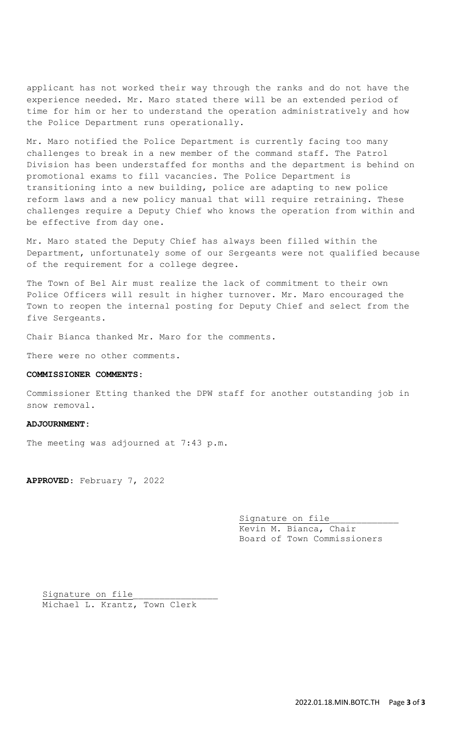applicant has not worked their way through the ranks and do not have the experience needed. Mr. Maro stated there will be an extended period of time for him or her to understand the operation administratively and how the Police Department runs operationally.

Mr. Maro notified the Police Department is currently facing too many challenges to break in a new member of the command staff. The Patrol Division has been understaffed for months and the department is behind on promotional exams to fill vacancies. The Police Department is transitioning into a new building, police are adapting to new police reform laws and a new policy manual that will require retraining. These challenges require a Deputy Chief who knows the operation from within and be effective from day one.

Mr. Maro stated the Deputy Chief has always been filled within the Department, unfortunately some of our Sergeants were not qualified because of the requirement for a college degree.

The Town of Bel Air must realize the lack of commitment to their own Police Officers will result in higher turnover. Mr. Maro encouraged the Town to reopen the internal posting for Deputy Chief and select from the five Sergeants.

Chair Bianca thanked Mr. Maro for the comments.

There were no other comments.

**COMMISSIONER COMMENTS:**

Commissioner Etting thanked the DPW staff for another outstanding job in snow removal.

**ADJOURNMENT:**

The meeting was adjourned at 7:43 p.m.

**APPROVED:** February 7, 2022

Signature on file
Kevin M. Bianca, Chair
Board of Town Commissioners

Signature on file
Michael L. Krantz, Town Clerk